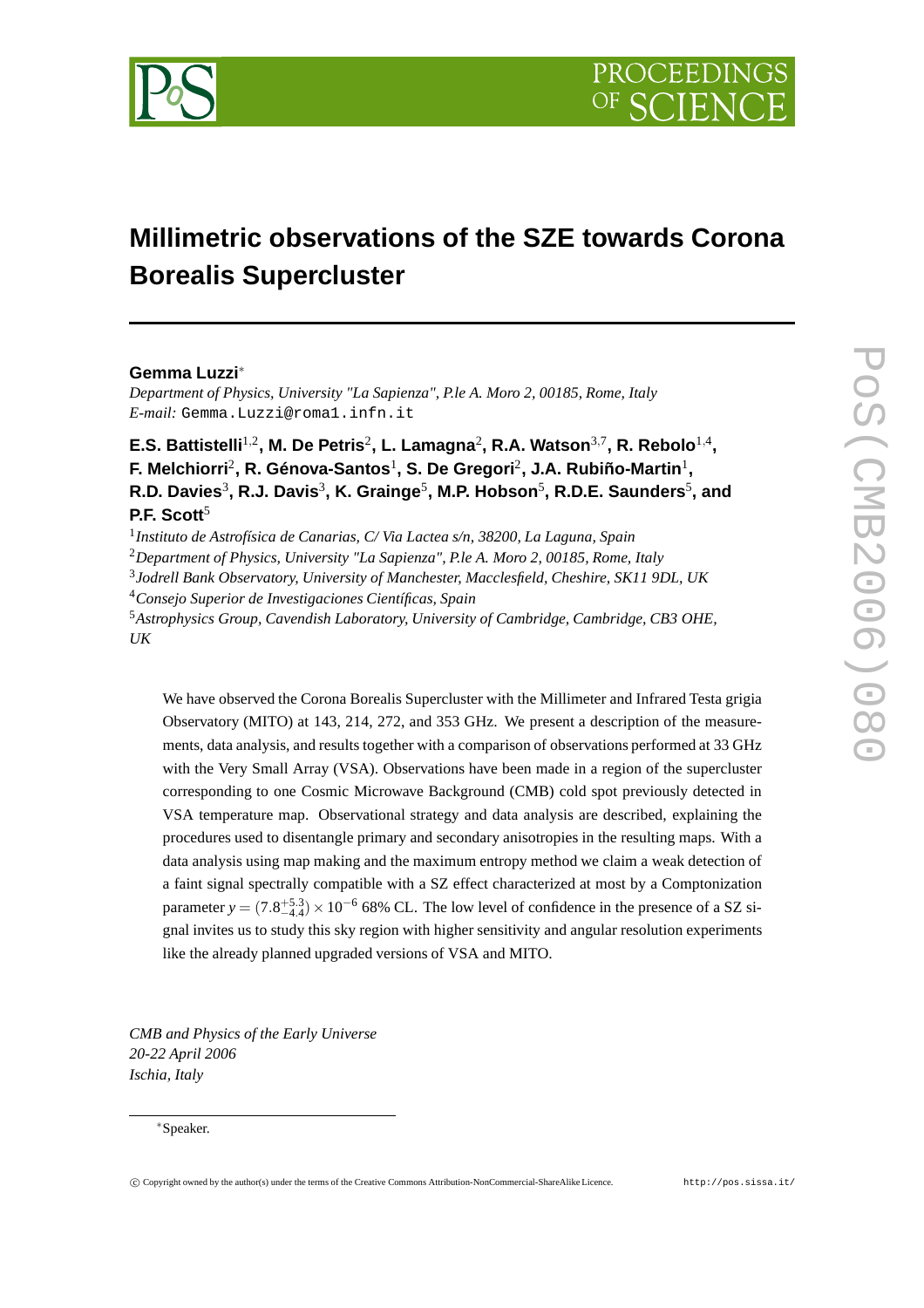# Millimetric observations of the SZE towards Corona Borealis Supercluster

**Gemma Luzzi***

*Department of Physics, University "La Sapienza", P.le A. Moro 2, 00185, Rome, Italy*
*E-mail:* Gemma.Luzzi@roma1.infn.it

**E.S. Battistelli[1,2], M. De Petris[2], L. Lamagna[2], R.A. Watson[3,7], R. Rebolo[1,4], F. Melchiorri[2], R. Génova-Santos[1], S. De Gregori[2], J.A. Rubiño-Martin[1], R.D. Davies[3], R.J. Davis[3], K. Grainge[5], M.P. Hobson[5], R.D.E. Saunders[5], and P.F. Scott[5]**

[1]*Instituto de Astrofísica de Canarias, C/ Via Lactea s/n, 38200, La Laguna, Spain*
[2]*Department of Physics, University "La Sapienza", P.le A. Moro 2, 00185, Rome, Italy*
[3]*Jodrell Bank Observatory, University of Manchester, Macclesfield, Cheshire, SK11 9DL, UK*
[4]*Consejo Superior de Investigaciones Científicas, Spain*
[5]*Astrophysics Group, Cavendish Laboratory, University of Cambridge, Cambridge, CB3 OHE, UK*

We have observed the Corona Borealis Supercluster with the Millimeter and Infrared Testa grigia Observatory (MITO) at 143, 214, 272, and 353 GHz. We present a description of the measurements, data analysis, and results together with a comparison of observations performed at 33 GHz with the Very Small Array (VSA). Observations have been made in a region of the supercluster corresponding to one Cosmic Microwave Background (CMB) cold spot previously detected in VSA temperature map. Observational strategy and data analysis are described, explaining the procedures used to disentangle primary and secondary anisotropies in the resulting maps. With a data analysis using map making and the maximum entropy method we claim a weak detection of a faint signal spectrally compatible with a SZ effect characterized at most by a Comptonization parameter $y = (7.8^{+5.3}_{-4.4}) \times 10^{-6}$ 68% CL. The low level of confidence in the presence of a SZ signal invites us to study this sky region with higher sensitivity and angular resolution experiments like the already planned upgraded versions of VSA and MITO.

*CMB and Physics of the Early Universe*
*20-22 April 2006*
*Ischia, Italy*

*Speaker.

© Copyright owned by the author(s) under the terms of the Creative Commons Attribution-NonCommercial-ShareAlike Licence. http://pos.sissa.it/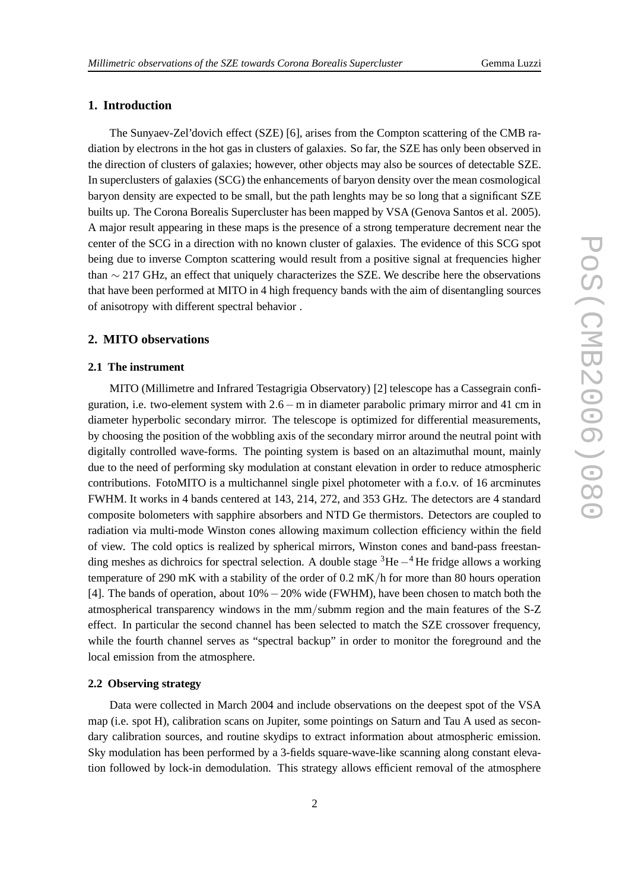## 1. Introduction

The Sunyaev-Zel'dovich effect (SZE) [6], arises from the Compton scattering of the CMB radiation by electrons in the hot gas in clusters of galaxies. So far, the SZE has only been observed in the direction of clusters of galaxies; however, other objects may also be sources of detectable SZE. In superclusters of galaxies (SCG) the enhancements of baryon density over the mean cosmological baryon density are expected to be small, but the path lenghts may be so long that a significant SZE builts up. The Corona Borealis Supercluster has been mapped by VSA (Genova Santos et al. 2005). A major result appearing in these maps is the presence of a strong temperature decrement near the center of the SCG in a direction with no known cluster of galaxies. The evidence of this SCG spot being due to inverse Compton scattering would result from a positive signal at frequencies higher than $\sim 217$ GHz, an effect that uniquely characterizes the SZE. We describe here the observations that have been performed at MITO in 4 high frequency bands with the aim of disentangling sources of anisotropy with different spectral behavior .

## 2. MITO observations

### 2.1 The instrument

MITO (Millimetre and Infrared Testagrigia Observatory) [2] telescope has a Cassegrain configuration, i.e. two-element system with 2.6 – m in diameter parabolic primary mirror and 41 cm in diameter hyperbolic secondary mirror. The telescope is optimized for differential measurements, by choosing the position of the wobbling axis of the secondary mirror around the neutral point with digitally controlled wave-forms. The pointing system is based on an altazimuthal mount, mainly due to the need of performing sky modulation at constant elevation in order to reduce atmospheric contributions. FotoMITO is a multichannel single pixel photometer with a f.o.v. of 16 arcminutes FWHM. It works in 4 bands centered at 143, 214, 272, and 353 GHz. The detectors are 4 standard composite bolometers with sapphire absorbers and NTD Ge thermistors. Detectors are coupled to radiation via multi-mode Winston cones allowing maximum collection efficiency within the field of view. The cold optics is realized by spherical mirrors, Winston cones and band-pass freestanding meshes as dichroics for spectral selection. A double stage $^{3}\mathrm{He} - ^{4}\mathrm{He}$ fridge allows a working temperature of 290 mK with a stability of the order of 0.2 mK/h for more than 80 hours operation [4]. The bands of operation, about 10% – 20% wide (FWHM), have been chosen to match both the atmospherical transparency windows in the mm/submm region and the main features of the S-Z effect. In particular the second channel has been selected to match the SZE crossover frequency, while the fourth channel serves as "spectral backup" in order to monitor the foreground and the local emission from the atmosphere.

### 2.2 Observing strategy

Data were collected in March 2004 and include observations on the deepest spot of the VSA map (i.e. spot H), calibration scans on Jupiter, some pointings on Saturn and Tau A used as secondary calibration sources, and routine skydips to extract information about atmospheric emission. Sky modulation has been performed by a 3-fields square-wave-like scanning along constant elevation followed by lock-in demodulation. This strategy allows efficient removal of the atmosphere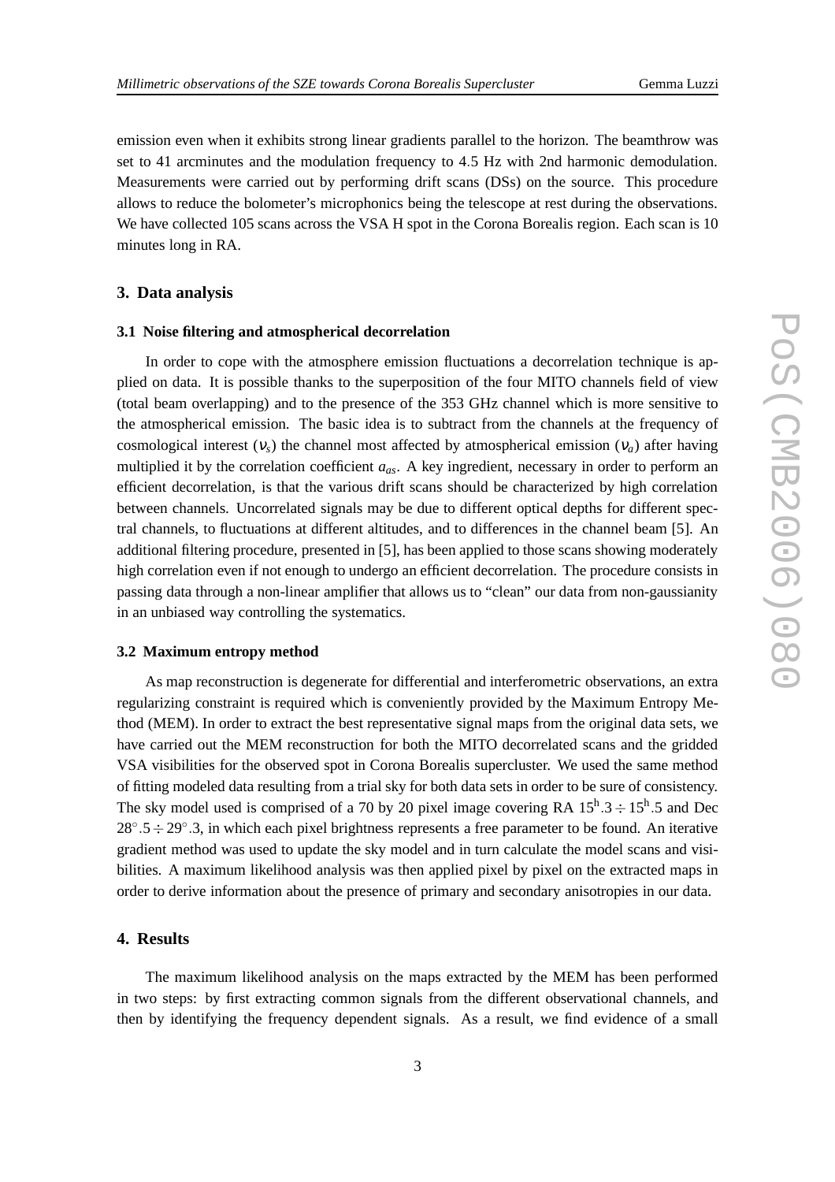emission even when it exhibits strong linear gradients parallel to the horizon. The beamthrow was set to 41 arcminutes and the modulation frequency to 4.5 Hz with 2nd harmonic demodulation. Measurements were carried out by performing drift scans (DSs) on the source. This procedure allows to reduce the bolometer's microphonics being the telescope at rest during the observations. We have collected 105 scans across the VSA H spot in the Corona Borealis region. Each scan is 10 minutes long in RA.

## 3. Data analysis

### 3.1 Noise filtering and atmospherical decorrelation

In order to cope with the atmosphere emission fluctuations a decorrelation technique is applied on data. It is possible thanks to the superposition of the four MITO channels field of view (total beam overlapping) and to the presence of the 353 GHz channel which is more sensitive to the atmospherical emission. The basic idea is to subtract from the channels at the frequency of cosmological interest ($\nu_s$) the channel most affected by atmospherical emission ($\nu_a$) after having multiplied it by the correlation coefficient $a_{as}$. A key ingredient, necessary in order to perform an efficient decorrelation, is that the various drift scans should be characterized by high correlation between channels. Uncorrelated signals may be due to different optical depths for different spectral channels, to fluctuations at different altitudes, and to differences in the channel beam [5]. An additional filtering procedure, presented in [5], has been applied to those scans showing moderately high correlation even if not enough to undergo an efficient decorrelation. The procedure consists in passing data through a non-linear amplifier that allows us to "clean" our data from non-gaussianity in an unbiased way controlling the systematics.

### 3.2 Maximum entropy method

As map reconstruction is degenerate for differential and interferometric observations, an extra regularizing constraint is required which is conveniently provided by the Maximum Entropy Method (MEM). In order to extract the best representative signal maps from the original data sets, we have carried out the MEM reconstruction for both the MITO decorrelated scans and the gridded VSA visibilities for the observed spot in Corona Borealis supercluster. We used the same method of fitting modeled data resulting from a trial sky for both data sets in order to be sure of consistency. The sky model used is comprised of a 70 by 20 pixel image covering RA $15^{\mathrm{h}}.3 \div 15^{\mathrm{h}}.5$ and Dec $28^{\circ}.5 \div 29^{\circ}.3$, in which each pixel brightness represents a free parameter to be found. An iterative gradient method was used to update the sky model and in turn calculate the model scans and visibilities. A maximum likelihood analysis was then applied pixel by pixel on the extracted maps in order to derive information about the presence of primary and secondary anisotropies in our data.

## 4. Results

The maximum likelihood analysis on the maps extracted by the MEM has been performed in two steps: by first extracting common signals from the different observational channels, and then by identifying the frequency dependent signals. As a result, we find evidence of a small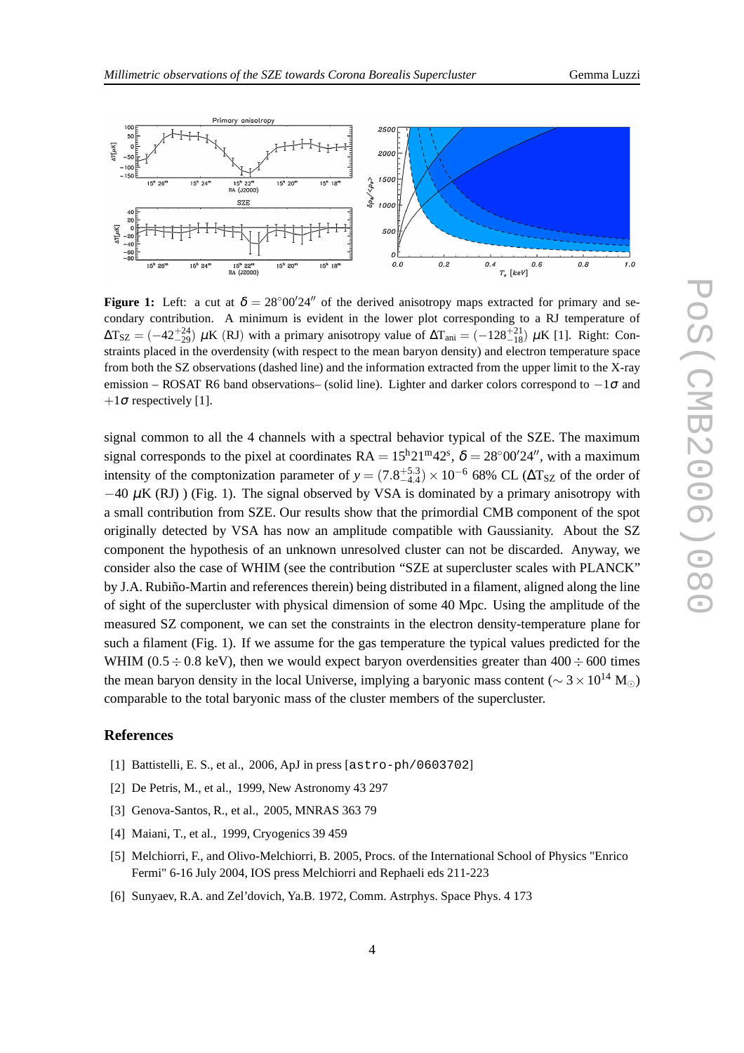Primary anisotropy

$\Delta T[\mu K]$

100
50
0
−50
−100
−150

15h 26m
15h 24m
15h 22m
RA (J2000)
15h 20m
15h 18m

SZE

$\Delta T[\mu K]$

40
20
0
−20
−40
−60
−80

15h 26m
15h 24m
15h 22m
RA (J2000)
15h 20m
15h 18m

$\delta\rho_b/<\rho_b>$

2500
2000
1500
1000
500
0

0.0
0.2
0.4
0.6
0.8
1.0

$T_e$ [keV]

**Figure 1:** Left: a cut at $\delta = 28^\circ 00' 24''$ of the derived anisotropy maps extracted for primary and secondary contribution. A minimum is evident in the lower plot corresponding to a RJ temperature of $\Delta T_{SZ} = (-42^{+24}_{-29})$ $\mu$K (RJ) with a primary anisotropy value of $\Delta T_{ani} = (-128^{+21}_{-18})$ $\mu$K [1]. Right: Constraints placed in the overdensity (with respect to the mean baryon density) and electron temperature space from both the SZ observations (dashed line) and the information extracted from the upper limit to the X-ray emission – ROSAT R6 band observations– (solid line). Lighter and darker colors correspond to $-1\sigma$ and $+1\sigma$ respectively [1].

signal common to all the 4 channels with a spectral behavior typical of the SZE. The maximum signal corresponds to the pixel at coordinates RA $= 15^h 21^m 42^s$, $\delta = 28^\circ 00' 24''$, with a maximum intensity of the comptonization parameter of $y = (7.8^{+5.3}_{-4.4}) \times 10^{-6}$ 68% CL ($\Delta T_{SZ}$ of the order of $-40$ $\mu$K (RJ) ) (Fig. 1). The signal observed by VSA is dominated by a primary anisotropy with a small contribution from SZE. Our results show that the primordial CMB component of the spot originally detected by VSA has now an amplitude compatible with Gaussianity. About the SZ component the hypothesis of an unknown unresolved cluster can not be discarded. Anyway, we consider also the case of WHIM (see the contribution "SZE at supercluster scales with PLANCK" by J.A. Rubiño-Martin and references therein) being distributed in a filament, aligned along the line of sight of the supercluster with physical dimension of some 40 Mpc. Using the amplitude of the measured SZ component, we can set the constraints in the electron density-temperature plane for such a filament (Fig. 1). If we assume for the gas temperature the typical values predicted for the WHIM ($0.5 \div 0.8$ keV), then we would expect baryon overdensities greater than $400 \div 600$ times the mean baryon density in the local Universe, implying a baryonic mass content ($\sim 3 \times 10^{14}$ $M_\odot$) comparable to the total baryonic mass of the cluster members of the supercluster.

## References

[1] Battistelli, E. S., et al., 2006, ApJ in press [astro-ph/0603702]

[2] De Petris, M., et al., 1999, New Astronomy 43 297

[3] Genova-Santos, R., et al., 2005, MNRAS 363 79

[4] Maiani, T., et al., 1999, Cryogenics 39 459

[5] Melchiorri, F., and Olivo-Melchiorri, B. 2005, Procs. of the International School of Physics "Enrico Fermi" 6-16 July 2004, IOS press Melchiorri and Rephaeli eds 211-223

[6] Sunyaev, R.A. and Zel'dovich, Ya.B. 1972, Comm. Astrphys. Space Phys. 4 173